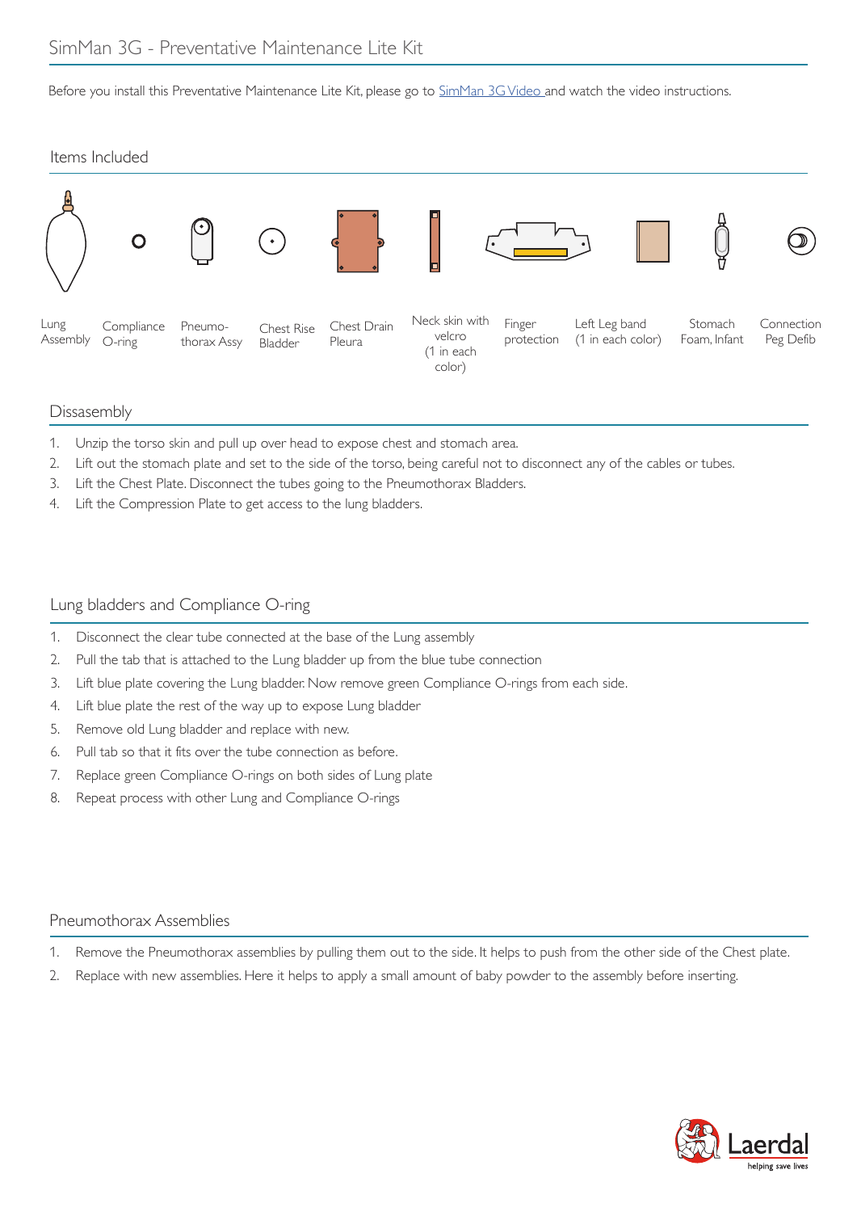# SimMan 3G - Preventative Maintenance Lite Kit

Before you install this Preventative Maintenance Lite Kit, please go to SimMan 3G Video and watch the video instructions.

## Items Included

Lung Assembly

Compliance O-ring

Pneumo-thorax Assy

Chest Rise Bladder

Chest Drain Pleura

Neck skin with velcro (1 in each color)

Finger protection

Left Leg band (1 in each color)

Stomach Foam, Infant

Connection Peg Defib

## Dissasembly

1. Unzip the torso skin and pull up over head to expose chest and stomach area.
2. Lift out the stomach plate and set to the side of the torso, being careful not to disconnect any of the cables or tubes.
3. Lift the Chest Plate. Disconnect the tubes going to the Pneumothorax Bladders.
4. Lift the Compression Plate to get access to the lung bladders.

## Lung bladders and Compliance O-ring

1. Disconnect the clear tube connected at the base of the Lung assembly
2. Pull the tab that is attached to the Lung bladder up from the blue tube connection
3. Lift blue plate covering the Lung bladder. Now remove green Compliance O-rings from each side.
4. Lift blue plate the rest of the way up to expose Lung bladder
5. Remove old Lung bladder and replace with new.
6. Pull tab so that it fits over the tube connection as before.
7. Replace green Compliance O-rings on both sides of Lung plate
8. Repeat process with other Lung and Compliance O-rings

## Pneumothorax Assemblies

1. Remove the Pneumothorax assemblies by pulling them out to the side. It helps to push from the other side of the Chest plate.
2. Replace with new assemblies. Here it helps to apply a small amount of baby powder to the assembly before inserting.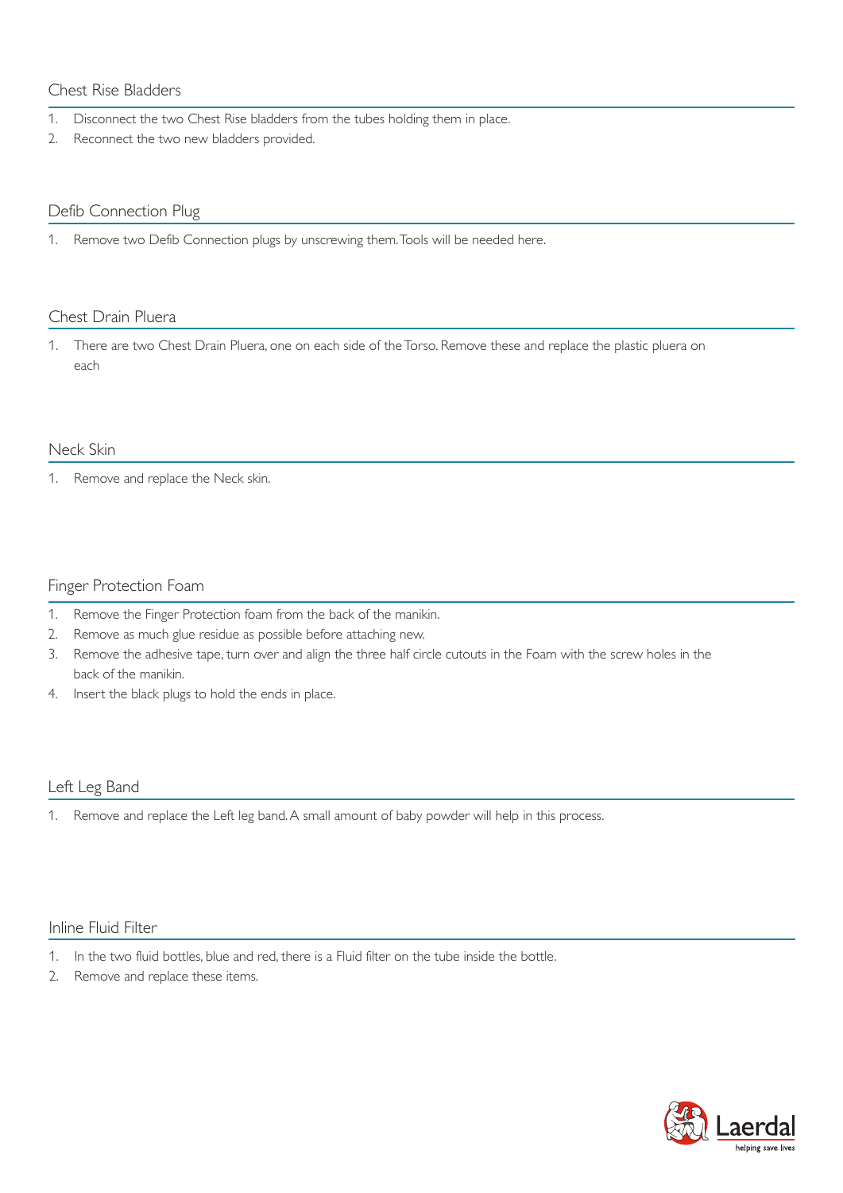## Chest Rise Bladders

1. Disconnect the two Chest Rise bladders from the tubes holding them in place.
2. Reconnect the two new bladders provided.

## Defib Connection Plug

1. Remove two Defib Connection plugs by unscrewing them. Tools will be needed here.

## Chest Drain Pluera

1. There are two Chest Drain Pluera, one on each side of the Torso. Remove these and replace the plastic pluera on each

## Neck Skin

1. Remove and replace the Neck skin.

## Finger Protection Foam

1. Remove the Finger Protection foam from the back of the manikin.
2. Remove as much glue residue as possible before attaching new.
3. Remove the adhesive tape, turn over and align the three half circle cutouts in the Foam with the screw holes in the back of the manikin.
4. Insert the black plugs to hold the ends in place.

## Left Leg Band

1. Remove and replace the Left leg band. A small amount of baby powder will help in this process.

## Inline Fluid Filter

1. In the two fluid bottles, blue and red, there is a Fluid filter on the tube inside the bottle.
2. Remove and replace these items.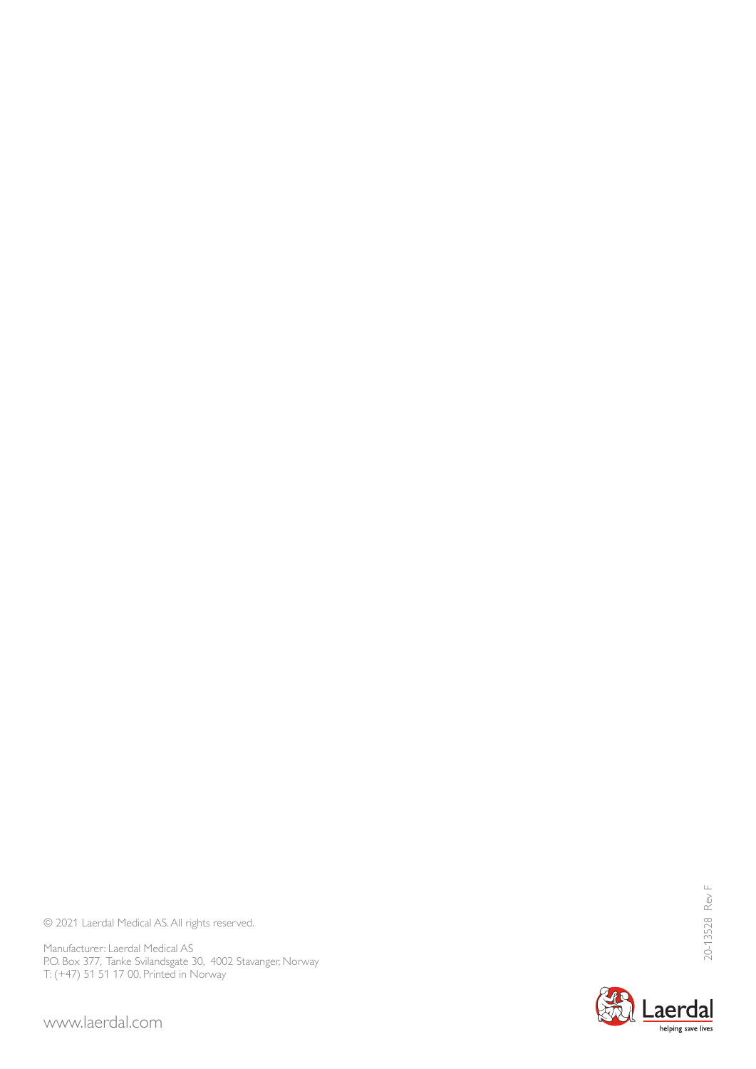© 2021 Laerdal Medical AS. All rights reserved.

Manufacturer: Laerdal Medical AS
P.O. Box 377, Tanke Svilandsgate 30, 4002 Stavanger, Norway
T: (+47) 51 51 17 00, Printed in Norway

www.laerdal.com

20-13528 Rev F

Laerdal
helping save lives